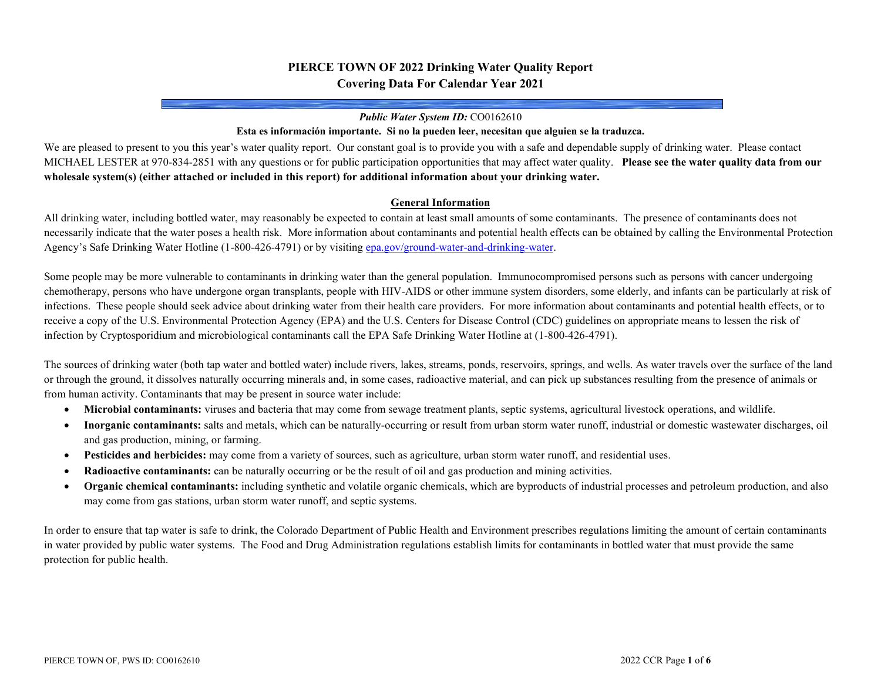# PIERCE TOWN OF 2022 Drinking Water Quality Report
## Covering Data For Calendar Year 2021

***Public Water System ID:*** CO0162610

**Esta es información importante. Si no la pueden leer, necesitan que alguien se la traduzca.**

We are pleased to present to you this year's water quality report. Our constant goal is to provide you with a safe and dependable supply of drinking water. Please contact MICHAEL LESTER at 970-834-2851 with any questions or for public participation opportunities that may affect water quality. **Please see the water quality data from our wholesale system(s) (either attached or included in this report) for additional information about your drinking water.**

## General Information

All drinking water, including bottled water, may reasonably be expected to contain at least small amounts of some contaminants. The presence of contaminants does not necessarily indicate that the water poses a health risk. More information about contaminants and potential health effects can be obtained by calling the Environmental Protection Agency's Safe Drinking Water Hotline (1-800-426-4791) or by visiting epa.gov/ground-water-and-drinking-water.

Some people may be more vulnerable to contaminants in drinking water than the general population. Immunocompromised persons such as persons with cancer undergoing chemotherapy, persons who have undergone organ transplants, people with HIV-AIDS or other immune system disorders, some elderly, and infants can be particularly at risk of infections. These people should seek advice about drinking water from their health care providers. For more information about contaminants and potential health effects, or to receive a copy of the U.S. Environmental Protection Agency (EPA) and the U.S. Centers for Disease Control (CDC) guidelines on appropriate means to lessen the risk of infection by Cryptosporidium and microbiological contaminants call the EPA Safe Drinking Water Hotline at (1-800-426-4791).

The sources of drinking water (both tap water and bottled water) include rivers, lakes, streams, ponds, reservoirs, springs, and wells. As water travels over the surface of the land or through the ground, it dissolves naturally occurring minerals and, in some cases, radioactive material, and can pick up substances resulting from the presence of animals or from human activity. Contaminants that may be present in source water include:

- **Microbial contaminants:** viruses and bacteria that may come from sewage treatment plants, septic systems, agricultural livestock operations, and wildlife.
- **Inorganic contaminants:** salts and metals, which can be naturally-occurring or result from urban storm water runoff, industrial or domestic wastewater discharges, oil and gas production, mining, or farming.
- **Pesticides and herbicides:** may come from a variety of sources, such as agriculture, urban storm water runoff, and residential uses.
- **Radioactive contaminants:** can be naturally occurring or be the result of oil and gas production and mining activities.
- **Organic chemical contaminants:** including synthetic and volatile organic chemicals, which are byproducts of industrial processes and petroleum production, and also may come from gas stations, urban storm water runoff, and septic systems.

In order to ensure that tap water is safe to drink, the Colorado Department of Public Health and Environment prescribes regulations limiting the amount of certain contaminants in water provided by public water systems. The Food and Drug Administration regulations establish limits for contaminants in bottled water that must provide the same protection for public health.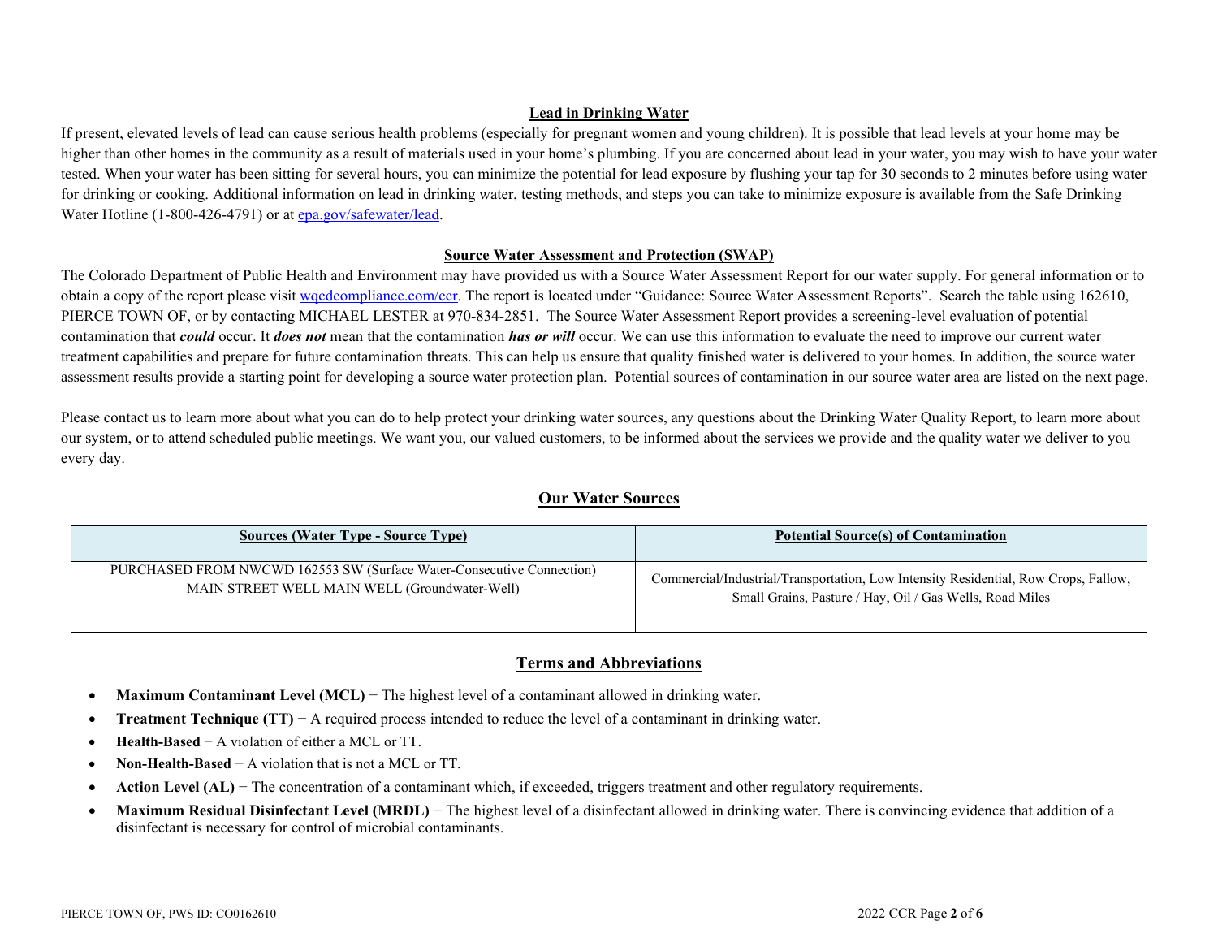## Lead in Drinking Water

If present, elevated levels of lead can cause serious health problems (especially for pregnant women and young children). It is possible that lead levels at your home may be higher than other homes in the community as a result of materials used in your home's plumbing. If you are concerned about lead in your water, you may wish to have your water tested. When your water has been sitting for several hours, you can minimize the potential for lead exposure by flushing your tap for 30 seconds to 2 minutes before using water for drinking or cooking. Additional information on lead in drinking water, testing methods, and steps you can take to minimize exposure is available from the Safe Drinking Water Hotline (1-800-426-4791) or at epa.gov/safewater/lead.

## Source Water Assessment and Protection (SWAP)

The Colorado Department of Public Health and Environment may have provided us with a Source Water Assessment Report for our water supply. For general information or to obtain a copy of the report please visit wqcdcompliance.com/ccr. The report is located under "Guidance: Source Water Assessment Reports". Search the table using 162610, PIERCE TOWN OF, or by contacting MICHAEL LESTER at 970-834-2851. The Source Water Assessment Report provides a screening-level evaluation of potential contamination that ***could*** occur. It ***does not*** mean that the contamination ***has or will*** occur. We can use this information to evaluate the need to improve our current water treatment capabilities and prepare for future contamination threats. This can help us ensure that quality finished water is delivered to your homes. In addition, the source water assessment results provide a starting point for developing a source water protection plan. Potential sources of contamination in our source water area are listed on the next page.

Please contact us to learn more about what you can do to help protect your drinking water sources, any questions about the Drinking Water Quality Report, to learn more about our system, or to attend scheduled public meetings. We want you, our valued customers, to be informed about the services we provide and the quality water we deliver to you every day.

## Our Water Sources

| Sources (Water Type - Source Type) | Potential Source(s) of Contamination |
|---|---|
| PURCHASED FROM NWCWD 162553 SW (Surface Water-Consecutive Connection)<br>MAIN STREET WELL MAIN WELL (Groundwater-Well) | Commercial/Industrial/Transportation, Low Intensity Residential, Row Crops, Fallow, Small Grains, Pasture / Hay, Oil / Gas Wells, Road Miles |

## Terms and Abbreviations

- **Maximum Contaminant Level (MCL)** − The highest level of a contaminant allowed in drinking water.
- **Treatment Technique (TT)** − A required process intended to reduce the level of a contaminant in drinking water.
- **Health-Based** − A violation of either a MCL or TT.
- **Non-Health-Based** − A violation that is not a MCL or TT.
- **Action Level (AL)** − The concentration of a contaminant which, if exceeded, triggers treatment and other regulatory requirements.
- **Maximum Residual Disinfectant Level (MRDL)** − The highest level of a disinfectant allowed in drinking water. There is convincing evidence that addition of a disinfectant is necessary for control of microbial contaminants.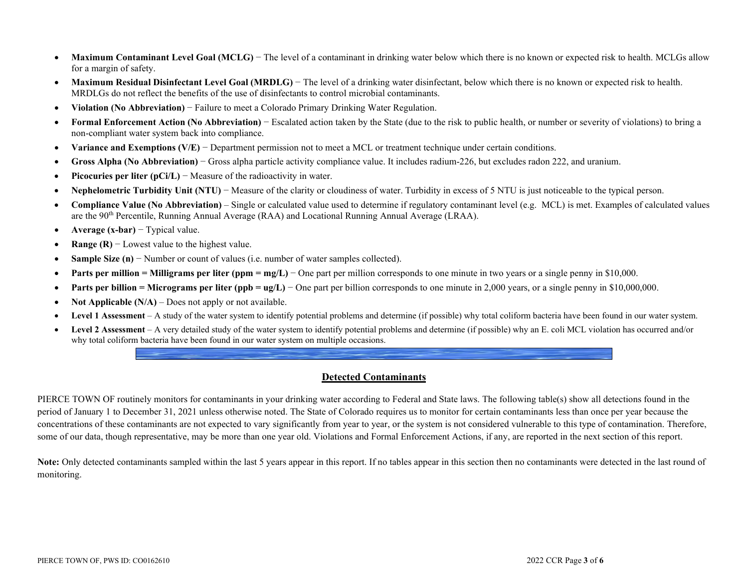- **Maximum Contaminant Level Goal (MCLG)** − The level of a contaminant in drinking water below which there is no known or expected risk to health. MCLGs allow for a margin of safety.
- **Maximum Residual Disinfectant Level Goal (MRDLG)** − The level of a drinking water disinfectant, below which there is no known or expected risk to health. MRDLGs do not reflect the benefits of the use of disinfectants to control microbial contaminants.
- **Violation (No Abbreviation)** − Failure to meet a Colorado Primary Drinking Water Regulation.
- **Formal Enforcement Action (No Abbreviation)** − Escalated action taken by the State (due to the risk to public health, or number or severity of violations) to bring a non-compliant water system back into compliance.
- **Variance and Exemptions (V/E)** − Department permission not to meet a MCL or treatment technique under certain conditions.
- **Gross Alpha (No Abbreviation)** − Gross alpha particle activity compliance value. It includes radium-226, but excludes radon 222, and uranium.
- **Picocuries per liter (pCi/L)** − Measure of the radioactivity in water.
- **Nephelometric Turbidity Unit (NTU)** − Measure of the clarity or cloudiness of water. Turbidity in excess of 5 NTU is just noticeable to the typical person.
- **Compliance Value (No Abbreviation)** – Single or calculated value used to determine if regulatory contaminant level (e.g. MCL) is met. Examples of calculated values are the 90th Percentile, Running Annual Average (RAA) and Locational Running Annual Average (LRAA).
- **Average (x-bar)** − Typical value.
- **Range (R)** − Lowest value to the highest value.
- **Sample Size (n)** − Number or count of values (i.e. number of water samples collected).
- **Parts per million = Milligrams per liter (ppm = mg/L)** − One part per million corresponds to one minute in two years or a single penny in $10,000.
- **Parts per billion = Micrograms per liter (ppb = ug/L)** − One part per billion corresponds to one minute in 2,000 years, or a single penny in $10,000,000.
- **Not Applicable (N/A)** – Does not apply or not available.
- **Level 1 Assessment** – A study of the water system to identify potential problems and determine (if possible) why total coliform bacteria have been found in our water system.
- **Level 2 Assessment** – A very detailed study of the water system to identify potential problems and determine (if possible) why an E. coli MCL violation has occurred and/or why total coliform bacteria have been found in our water system on multiple occasions.

## Detected Contaminants

PIERCE TOWN OF routinely monitors for contaminants in your drinking water according to Federal and State laws. The following table(s) show all detections found in the period of January 1 to December 31, 2021 unless otherwise noted. The State of Colorado requires us to monitor for certain contaminants less than once per year because the concentrations of these contaminants are not expected to vary significantly from year to year, or the system is not considered vulnerable to this type of contamination. Therefore, some of our data, though representative, may be more than one year old. Violations and Formal Enforcement Actions, if any, are reported in the next section of this report.

**Note:** Only detected contaminants sampled within the last 5 years appear in this report. If no tables appear in this section then no contaminants were detected in the last round of monitoring.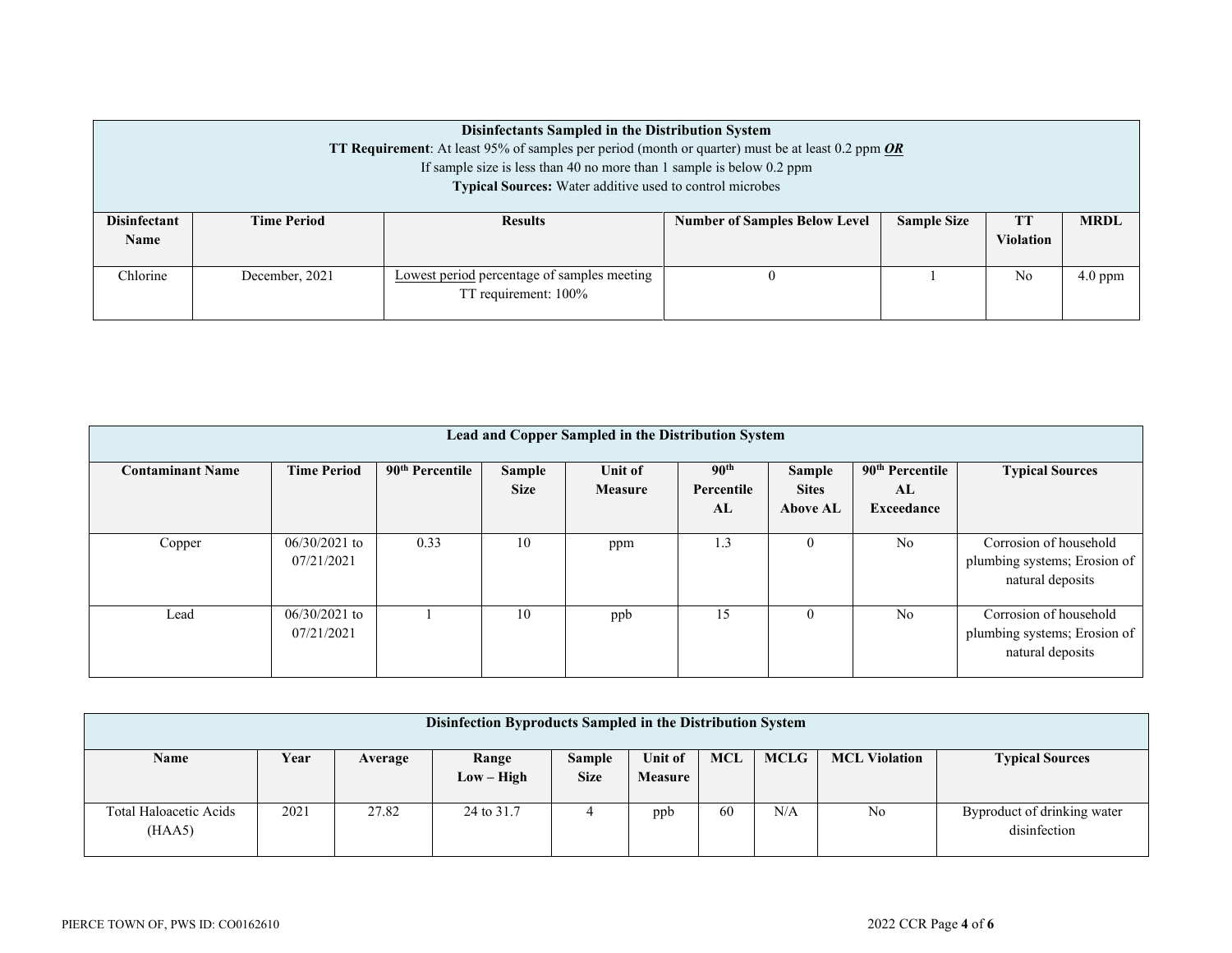| Disinfectants Sampled in the Distribution System<br>**TT Requirement**: At least 95% of samples per period (month or quarter) must be at least 0.2 ppm ***OR***<br>If sample size is less than 40 no more than 1 sample is below 0.2 ppm<br>**Typical Sources:** Water additive used to control microbes | | | | | | |
|---|---|---|---|---|---|---|
| **Disinfectant Name** | **Time Period** | **Results** | **Number of Samples Below Level** | **Sample Size** | **TT Violation** | **MRDL** |
| Chlorine | December, 2021 | Lowest period percentage of samples meeting TT requirement: 100% | 0 | 1 | No | 4.0 ppm |

| Lead and Copper Sampled in the Distribution System | | | | | | | | |
|---|---|---|---|---|---|---|---|---|
| **Contaminant Name** | **Time Period** | **90th Percentile** | **Sample Size** | **Unit of Measure** | **90th Percentile AL** | **Sample Sites Above AL** | **90th Percentile AL Exceedance** | **Typical Sources** |
| Copper | 06/30/2021 to 07/21/2021 | 0.33 | 10 | ppm | 1.3 | 0 | No | Corrosion of household plumbing systems; Erosion of natural deposits |
| Lead | 06/30/2021 to 07/21/2021 | 1 | 10 | ppb | 15 | 0 | No | Corrosion of household plumbing systems; Erosion of natural deposits |

| Disinfection Byproducts Sampled in the Distribution System | | | | | | | | | |
|---|---|---|---|---|---|---|---|---|---|
| **Name** | **Year** | **Average** | **Range Low – High** | **Sample Size** | **Unit of Measure** | **MCL** | **MCLG** | **MCL Violation** | **Typical Sources** |
| Total Haloacetic Acids (HAA5) | 2021 | 27.82 | 24 to 31.7 | 4 | ppb | 60 | N/A | No | Byproduct of drinking water disinfection |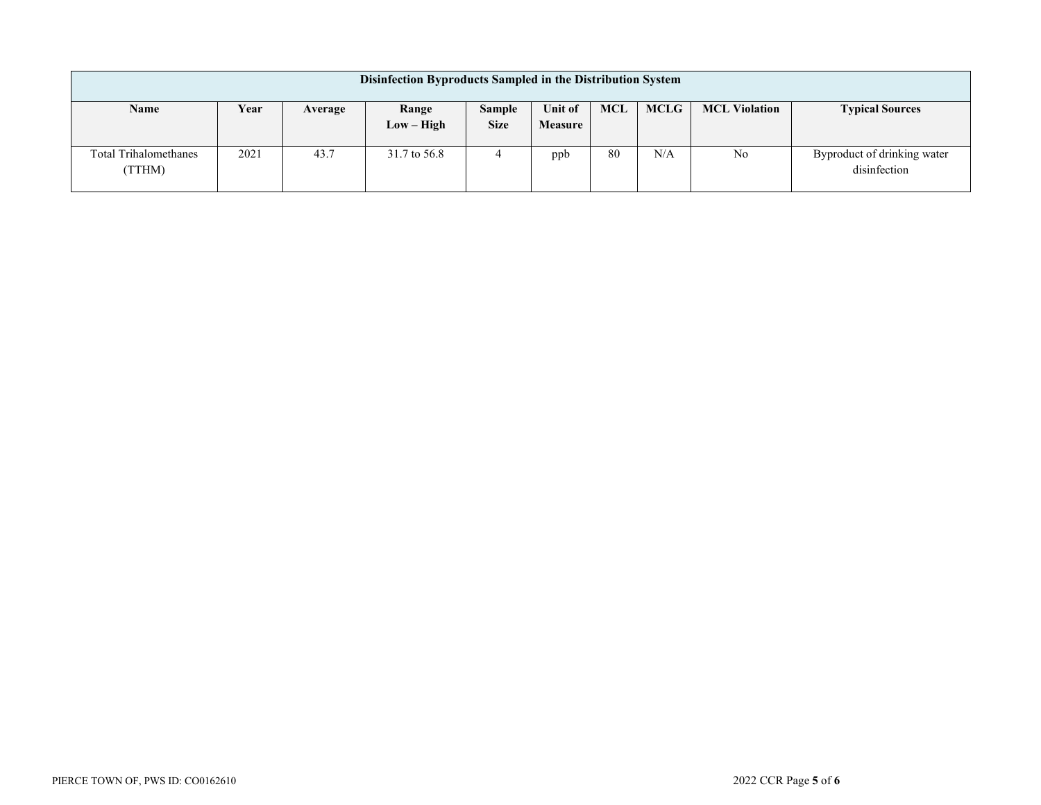| Disinfection Byproducts Sampled in the Distribution System | | | | | | | | | |
|---|---|---|---|---|---|---|---|---|---|
| **Name** | **Year** | **Average** | **Range Low – High** | **Sample Size** | **Unit of Measure** | **MCL** | **MCLG** | **MCL Violation** | **Typical Sources** |
| Total Trihalomethanes (TTHM) | 2021 | 43.7 | 31.7 to 56.8 | 4 | ppb | 80 | N/A | No | Byproduct of drinking water disinfection |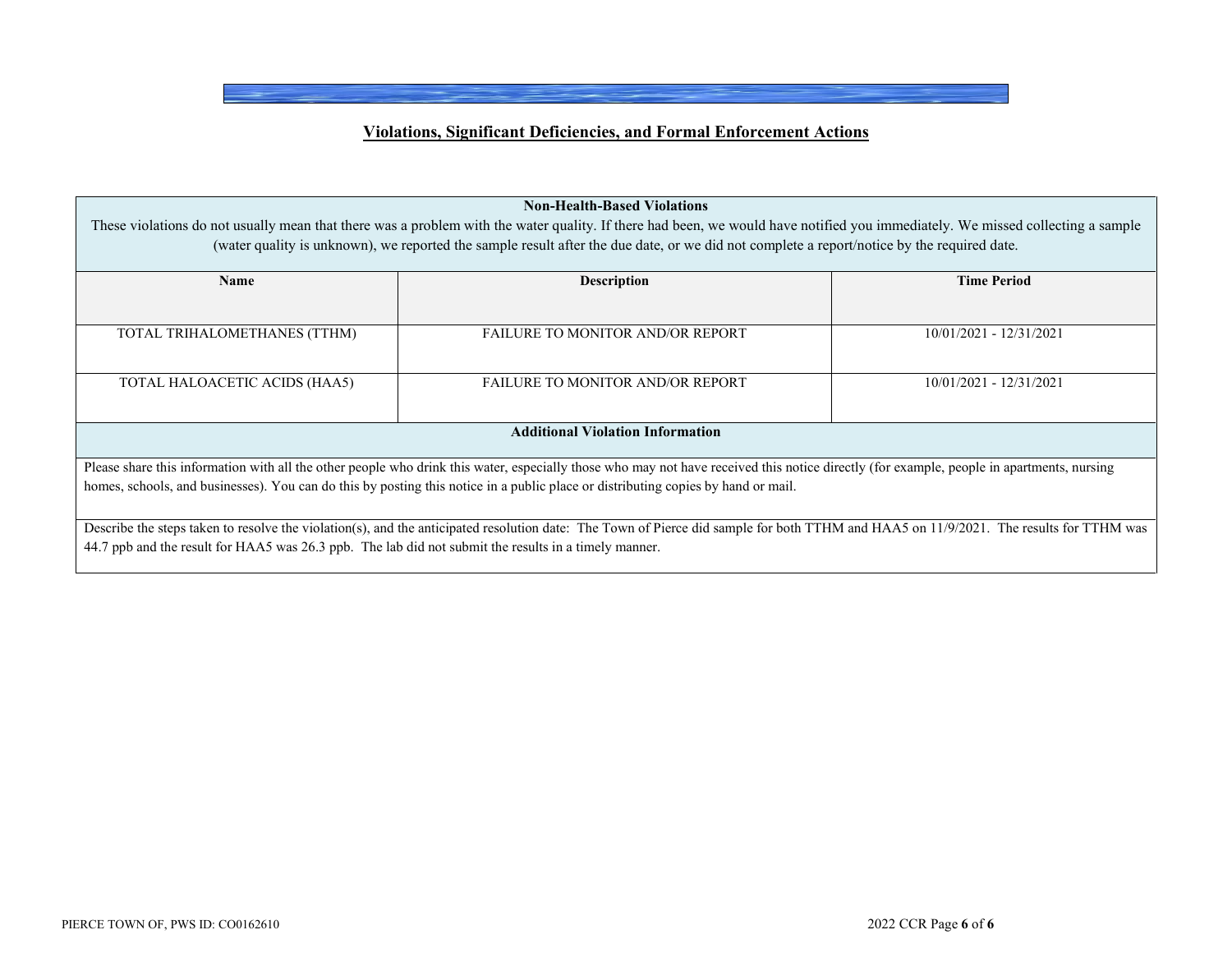## Violations, Significant Deficiencies, and Formal Enforcement Actions

| Non-Health-Based Violations<br>These violations do not usually mean that there was a problem with the water quality. If there had been, we would have notified you immediately. We missed collecting a sample (water quality is unknown), we reported the sample result after the due date, or we did not complete a report/notice by the required date. | | |
|---|---|---|
| **Name** | **Description** | **Time Period** |
| TOTAL TRIHALOMETHANES (TTHM) | FAILURE TO MONITOR AND/OR REPORT | 10/01/2021 - 12/31/2021 |
| TOTAL HALOACETIC ACIDS (HAA5) | FAILURE TO MONITOR AND/OR REPORT | 10/01/2021 - 12/31/2021 |
| **Additional Violation Information** | | |
| Please share this information with all the other people who drink this water, especially those who may not have received this notice directly (for example, people in apartments, nursing homes, schools, and businesses). You can do this by posting this notice in a public place or distributing copies by hand or mail. | | |
| Describe the steps taken to resolve the violation(s), and the anticipated resolution date: The Town of Pierce did sample for both TTHM and HAA5 on 11/9/2021. The results for TTHM was 44.7 ppb and the result for HAA5 was 26.3 ppb. The lab did not submit the results in a timely manner. | | |